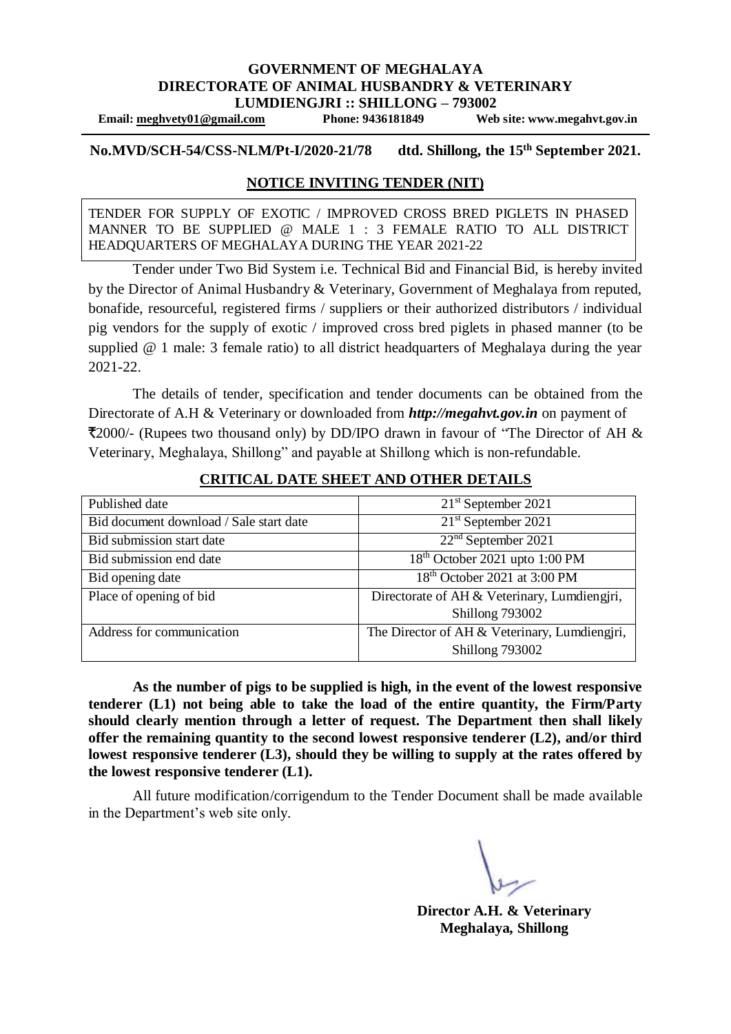# GOVERNMENT OF MEGHALAYA
# DIRECTORATE OF ANIMAL HUSBANDRY & VETERINARY
# LUMDIENGJRI :: SHILLONG – 793002

**Email: meghvety01@gmail.com** **Phone: 9436181849** **Web site: www.megahvt.gov.in**

**No.MVD/SCH-54/CSS-NLM/Pt-I/2020-21/78 dtd. Shillong, the 15th September 2021.**

## NOTICE INVITING TENDER (NIT)

TENDER FOR SUPPLY OF EXOTIC / IMPROVED CROSS BRED PIGLETS IN PHASED MANNER TO BE SUPPLIED @ MALE 1 : 3 FEMALE RATIO TO ALL DISTRICT HEADQUARTERS OF MEGHALAYA DURING THE YEAR 2021-22

Tender under Two Bid System i.e. Technical Bid and Financial Bid, is hereby invited by the Director of Animal Husbandry & Veterinary, Government of Meghalaya from reputed, bonafide, resourceful, registered firms / suppliers or their authorized distributors / individual pig vendors for the supply of exotic / improved cross bred piglets in phased manner (to be supplied @ 1 male: 3 female ratio) to all district headquarters of Meghalaya during the year 2021-22.

The details of tender, specification and tender documents can be obtained from the Directorate of A.H & Veterinary or downloaded from ***http://megahvt.gov.in*** on payment of ₹2000/- (Rupees two thousand only) by DD/IPO drawn in favour of "The Director of AH & Veterinary, Meghalaya, Shillong" and payable at Shillong which is non-refundable.

## CRITICAL DATE SHEET AND OTHER DETAILS

| | |
|---|---|
| Published date | 21st September 2021 |
| Bid document download / Sale start date | 21st September 2021 |
| Bid submission start date | 22nd September 2021 |
| Bid submission end date | 18th October 2021 upto 1:00 PM |
| Bid opening date | 18th October 2021 at 3:00 PM |
| Place of opening of bid | Directorate of AH & Veterinary, Lumdiengjri, Shillong 793002 |
| Address for communication | The Director of AH & Veterinary, Lumdiengjri, Shillong 793002 |

**As the number of pigs to be supplied is high, in the event of the lowest responsive tenderer (L1) not being able to take the load of the entire quantity, the Firm/Party should clearly mention through a letter of request. The Department then shall likely offer the remaining quantity to the second lowest responsive tenderer (L2), and/or third lowest responsive tenderer (L3), should they be willing to supply at the rates offered by the lowest responsive tenderer (L1).**

All future modification/corrigendum to the Tender Document shall be made available in the Department's web site only.

**Director A.H. & Veterinary**
**Meghalaya, Shillong**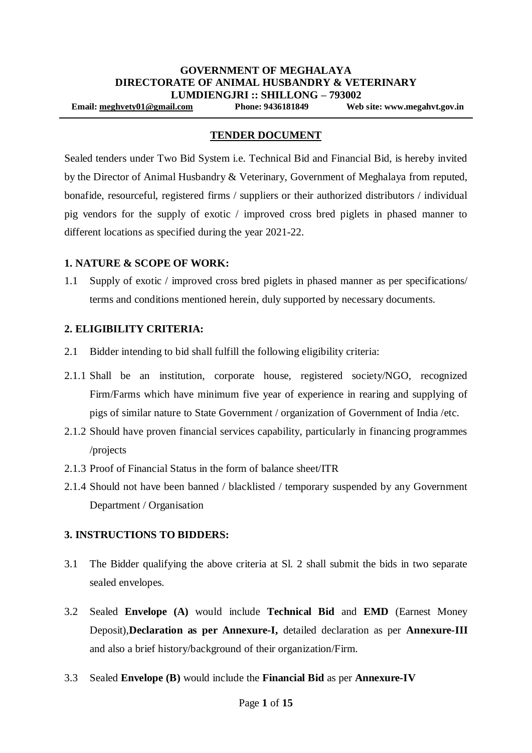**GOVERNMENT OF MEGHALAYA**
**DIRECTORATE OF ANIMAL HUSBANDRY & VETERINARY**
**LUMDIENGJRI :: SHILLONG – 793002**

**Email: meghvety01@gmail.com Phone: 9436181849 Web site: www.megahvt.gov.in**

## TENDER DOCUMENT

Sealed tenders under Two Bid System i.e. Technical Bid and Financial Bid, is hereby invited by the Director of Animal Husbandry & Veterinary, Government of Meghalaya from reputed, bonafide, resourceful, registered firms / suppliers or their authorized distributors / individual pig vendors for the supply of exotic / improved cross bred piglets in phased manner to different locations as specified during the year 2021-22.

### 1. NATURE & SCOPE OF WORK:

1.1 Supply of exotic / improved cross bred piglets in phased manner as per specifications/ terms and conditions mentioned herein, duly supported by necessary documents.

### 2. ELIGIBILITY CRITERIA:

2.1 Bidder intending to bid shall fulfill the following eligibility criteria:

2.1.1 Shall be an institution, corporate house, registered society/NGO, recognized Firm/Farms which have minimum five year of experience in rearing and supplying of pigs of similar nature to State Government / organization of Government of India /etc.

2.1.2 Should have proven financial services capability, particularly in financing programmes /projects

2.1.3 Proof of Financial Status in the form of balance sheet/ITR

2.1.4 Should not have been banned / blacklisted / temporary suspended by any Government Department / Organisation

### 3. INSTRUCTIONS TO BIDDERS:

3.1 The Bidder qualifying the above criteria at Sl. 2 shall submit the bids in two separate sealed envelopes.

3.2 Sealed **Envelope (A)** would include **Technical Bid** and **EMD** (Earnest Money Deposit),**Declaration as per Annexure-I,** detailed declaration as per **Annexure-III** and also a brief history/background of their organization/Firm.

3.3 Sealed **Envelope (B)** would include the **Financial Bid** as per **Annexure-IV**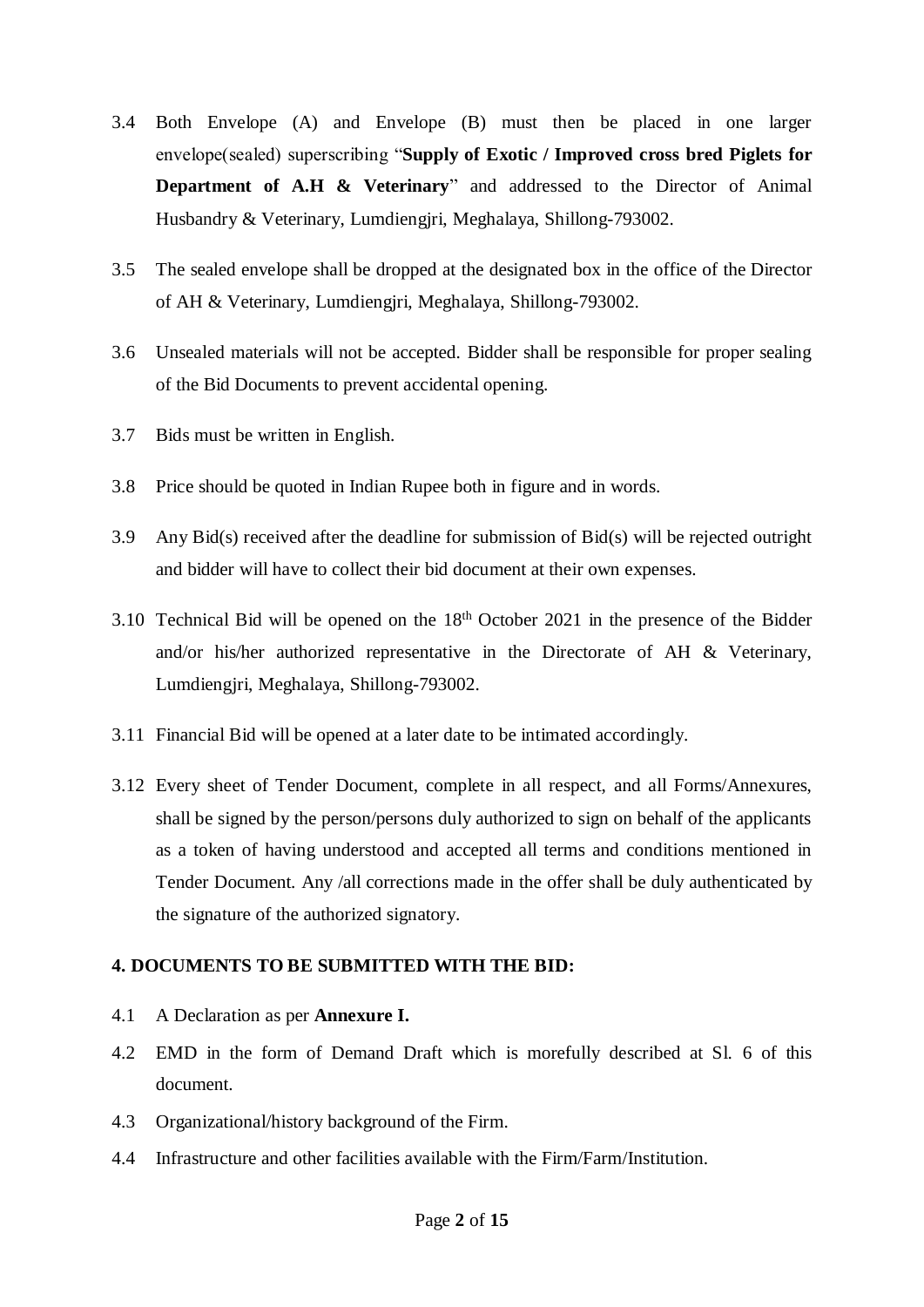3.4 Both Envelope (A) and Envelope (B) must then be placed in one larger envelope(sealed) superscribing "**Supply of Exotic / Improved cross bred Piglets for Department of A.H & Veterinary**" and addressed to the Director of Animal Husbandry & Veterinary, Lumdiengjri, Meghalaya, Shillong-793002.

3.5 The sealed envelope shall be dropped at the designated box in the office of the Director of AH & Veterinary, Lumdiengjri, Meghalaya, Shillong-793002.

3.6 Unsealed materials will not be accepted. Bidder shall be responsible for proper sealing of the Bid Documents to prevent accidental opening.

3.7 Bids must be written in English.

3.8 Price should be quoted in Indian Rupee both in figure and in words.

3.9 Any Bid(s) received after the deadline for submission of Bid(s) will be rejected outright and bidder will have to collect their bid document at their own expenses.

3.10 Technical Bid will be opened on the 18th October 2021 in the presence of the Bidder and/or his/her authorized representative in the Directorate of AH & Veterinary, Lumdiengjri, Meghalaya, Shillong-793002.

3.11 Financial Bid will be opened at a later date to be intimated accordingly.

3.12 Every sheet of Tender Document, complete in all respect, and all Forms/Annexures, shall be signed by the person/persons duly authorized to sign on behalf of the applicants as a token of having understood and accepted all terms and conditions mentioned in Tender Document. Any /all corrections made in the offer shall be duly authenticated by the signature of the authorized signatory.

**4. DOCUMENTS TO BE SUBMITTED WITH THE BID:**

4.1 A Declaration as per **Annexure I.**

4.2 EMD in the form of Demand Draft which is morefully described at Sl. 6 of this document.

4.3 Organizational/history background of the Firm.

4.4 Infrastructure and other facilities available with the Firm/Farm/Institution.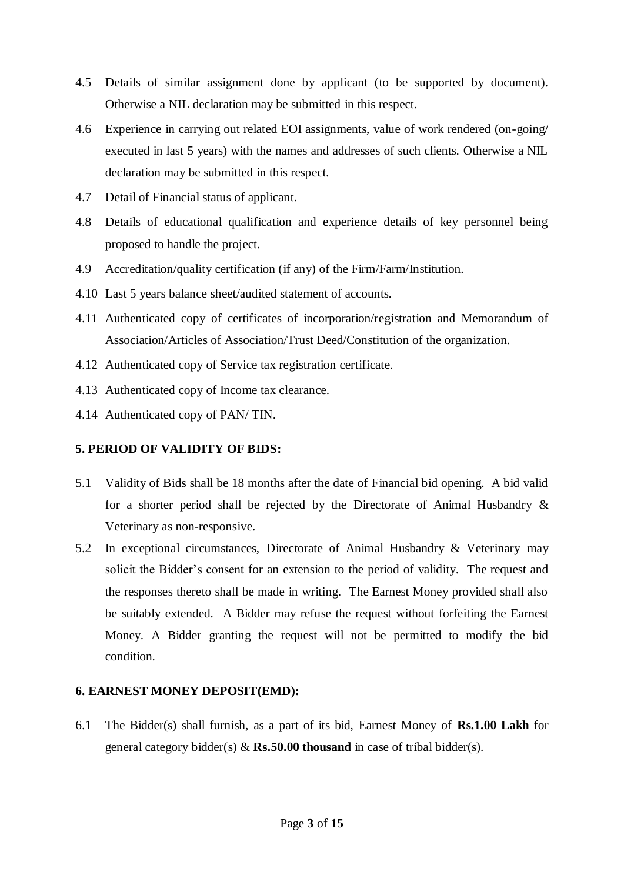4.5 Details of similar assignment done by applicant (to be supported by document). Otherwise a NIL declaration may be submitted in this respect.

4.6 Experience in carrying out related EOI assignments, value of work rendered (on-going/ executed in last 5 years) with the names and addresses of such clients. Otherwise a NIL declaration may be submitted in this respect.

4.7 Detail of Financial status of applicant.

4.8 Details of educational qualification and experience details of key personnel being proposed to handle the project.

4.9 Accreditation/quality certification (if any) of the Firm/Farm/Institution.

4.10 Last 5 years balance sheet/audited statement of accounts.

4.11 Authenticated copy of certificates of incorporation/registration and Memorandum of Association/Articles of Association/Trust Deed/Constitution of the organization.

4.12 Authenticated copy of Service tax registration certificate.

4.13 Authenticated copy of Income tax clearance.

4.14 Authenticated copy of PAN/ TIN.

**5. PERIOD OF VALIDITY OF BIDS:**

5.1 Validity of Bids shall be 18 months after the date of Financial bid opening. A bid valid for a shorter period shall be rejected by the Directorate of Animal Husbandry & Veterinary as non-responsive.

5.2 In exceptional circumstances, Directorate of Animal Husbandry & Veterinary may solicit the Bidder's consent for an extension to the period of validity. The request and the responses thereto shall be made in writing. The Earnest Money provided shall also be suitably extended. A Bidder may refuse the request without forfeiting the Earnest Money. A Bidder granting the request will not be permitted to modify the bid condition.

**6. EARNEST MONEY DEPOSIT(EMD):**

6.1 The Bidder(s) shall furnish, as a part of its bid, Earnest Money of **Rs.1.00 Lakh** for general category bidder(s) & **Rs.50.00 thousand** in case of tribal bidder(s).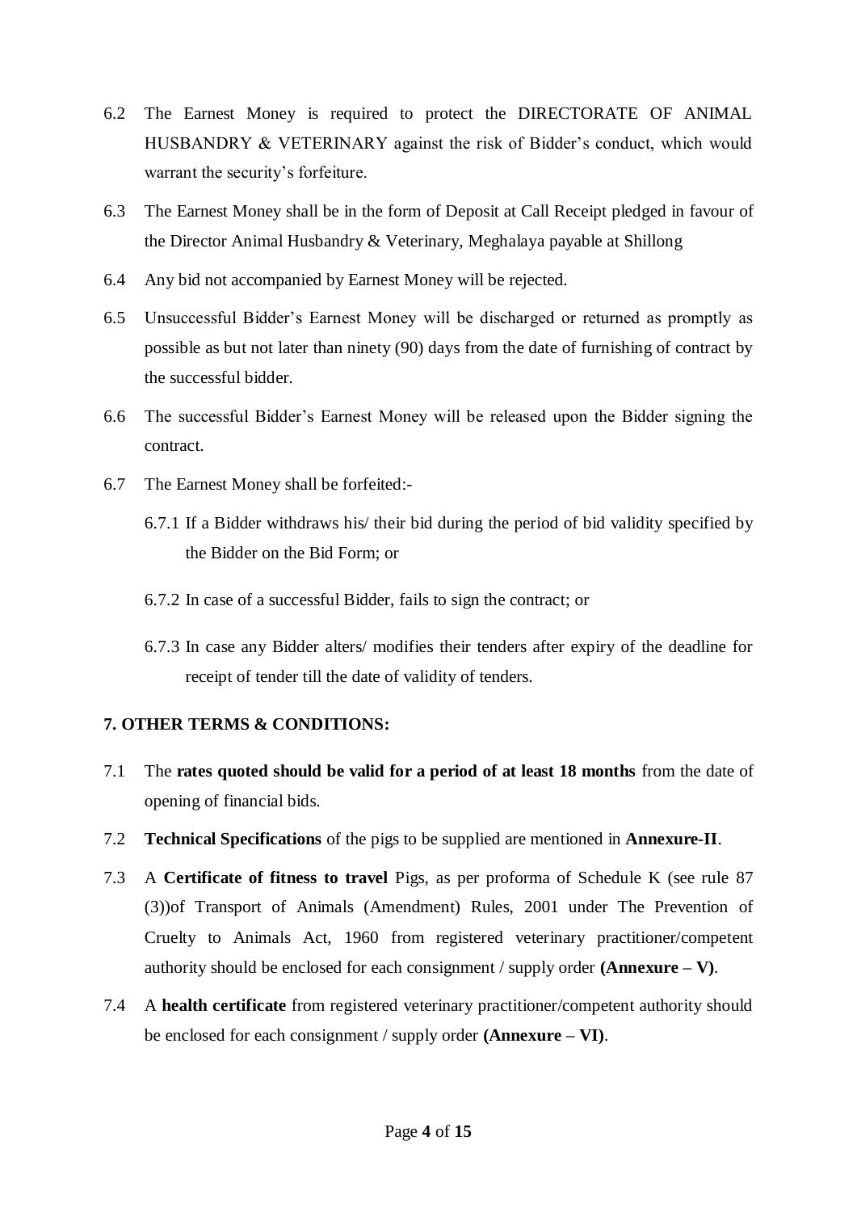6.2 The Earnest Money is required to protect the DIRECTORATE OF ANIMAL HUSBANDRY & VETERINARY against the risk of Bidder's conduct, which would warrant the security's forfeiture.

6.3 The Earnest Money shall be in the form of Deposit at Call Receipt pledged in favour of the Director Animal Husbandry & Veterinary, Meghalaya payable at Shillong

6.4 Any bid not accompanied by Earnest Money will be rejected.

6.5 Unsuccessful Bidder's Earnest Money will be discharged or returned as promptly as possible as but not later than ninety (90) days from the date of furnishing of contract by the successful bidder.

6.6 The successful Bidder's Earnest Money will be released upon the Bidder signing the contract.

6.7 The Earnest Money shall be forfeited:-

6.7.1 If a Bidder withdraws his/ their bid during the period of bid validity specified by the Bidder on the Bid Form; or

6.7.2 In case of a successful Bidder, fails to sign the contract; or

6.7.3 In case any Bidder alters/ modifies their tenders after expiry of the deadline for receipt of tender till the date of validity of tenders.

## 7. OTHER TERMS & CONDITIONS:

7.1 The **rates quoted should be valid for a period of at least 18 months** from the date of opening of financial bids.

7.2 **Technical Specifications** of the pigs to be supplied are mentioned in **Annexure-II**.

7.3 A **Certificate of fitness to travel** Pigs, as per proforma of Schedule K (see rule 87 (3))of Transport of Animals (Amendment) Rules, 2001 under The Prevention of Cruelty to Animals Act, 1960 from registered veterinary practitioner/competent authority should be enclosed for each consignment / supply order **(Annexure – V)**.

7.4 A **health certificate** from registered veterinary practitioner/competent authority should be enclosed for each consignment / supply order **(Annexure – VI)**.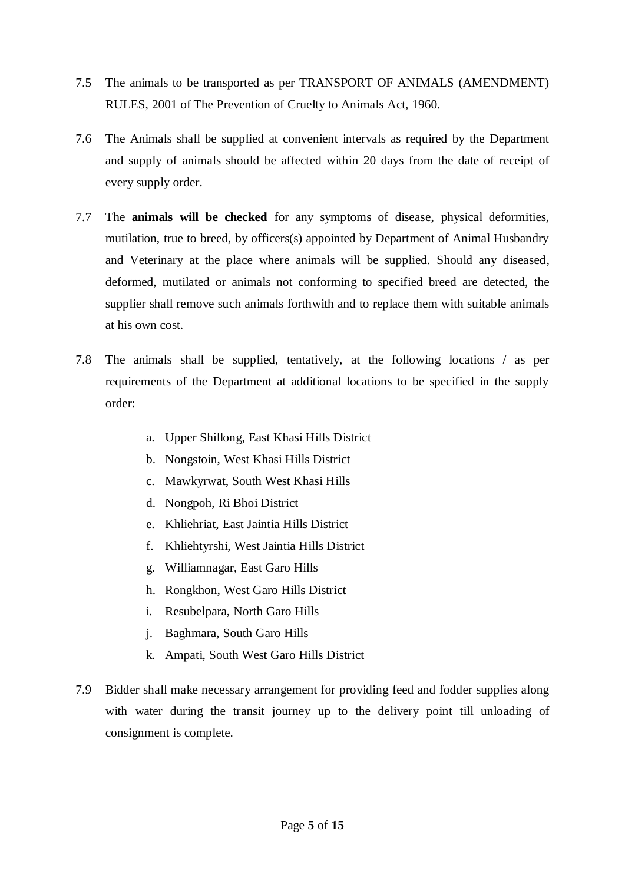7.5 The animals to be transported as per TRANSPORT OF ANIMALS (AMENDMENT) RULES, 2001 of The Prevention of Cruelty to Animals Act, 1960.

7.6 The Animals shall be supplied at convenient intervals as required by the Department and supply of animals should be affected within 20 days from the date of receipt of every supply order.

7.7 The **animals will be checked** for any symptoms of disease, physical deformities, mutilation, true to breed, by officers(s) appointed by Department of Animal Husbandry and Veterinary at the place where animals will be supplied. Should any diseased, deformed, mutilated or animals not conforming to specified breed are detected, the supplier shall remove such animals forthwith and to replace them with suitable animals at his own cost.

7.8 The animals shall be supplied, tentatively, at the following locations / as per requirements of the Department at additional locations to be specified in the supply order:

a. Upper Shillong, East Khasi Hills District
b. Nongstoin, West Khasi Hills District
c. Mawkyrwat, South West Khasi Hills
d. Nongpoh, Ri Bhoi District
e. Khliehriat, East Jaintia Hills District
f. Khliehtyrshi, West Jaintia Hills District
g. Williamnagar, East Garo Hills
h. Rongkhon, West Garo Hills District
i. Resubelpara, North Garo Hills
j. Baghmara, South Garo Hills
k. Ampati, South West Garo Hills District

7.9 Bidder shall make necessary arrangement for providing feed and fodder supplies along with water during the transit journey up to the delivery point till unloading of consignment is complete.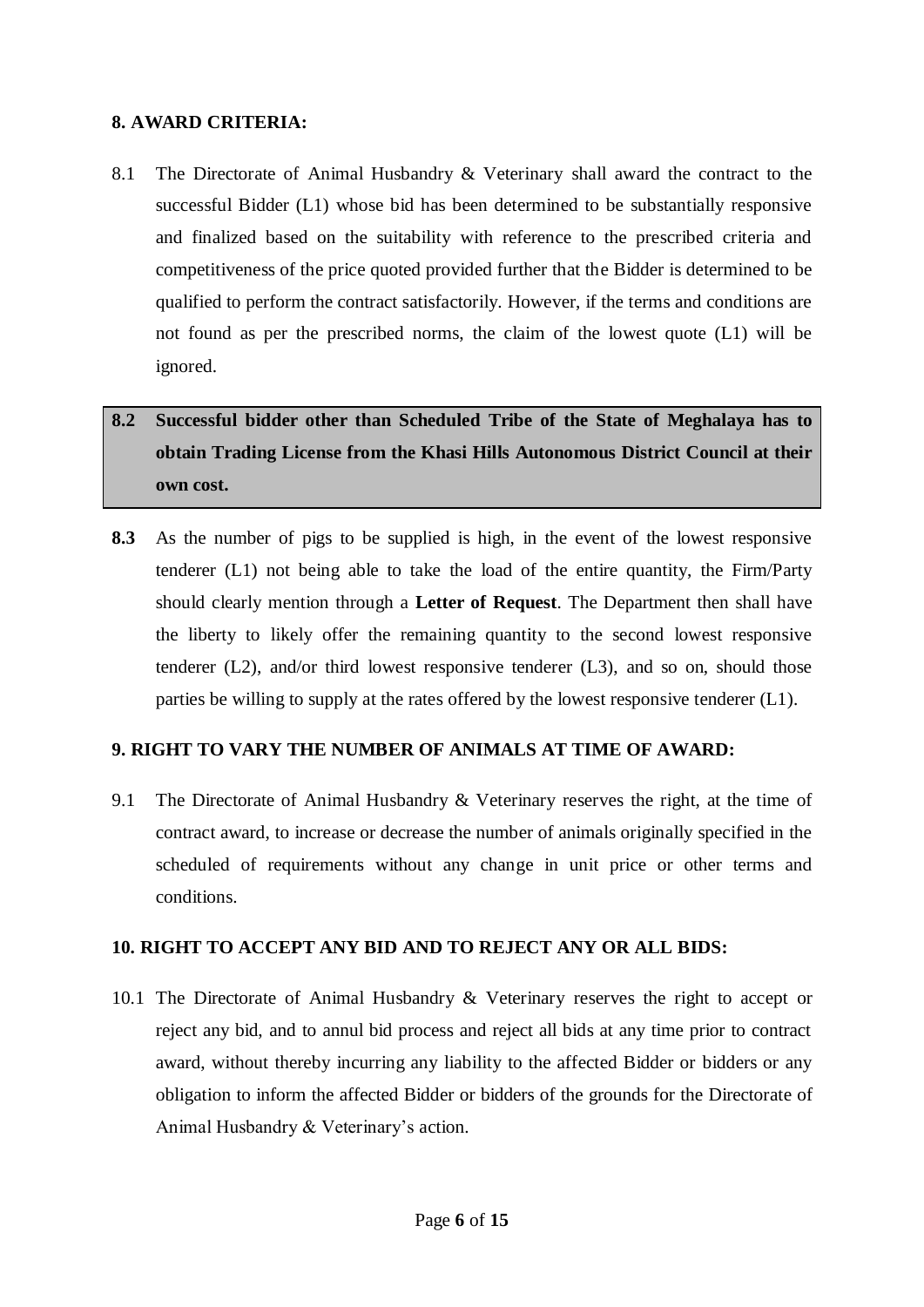## 8. AWARD CRITERIA:

8.1 The Directorate of Animal Husbandry & Veterinary shall award the contract to the successful Bidder (L1) whose bid has been determined to be substantially responsive and finalized based on the suitability with reference to the prescribed criteria and competitiveness of the price quoted provided further that the Bidder is determined to be qualified to perform the contract satisfactorily. However, if the terms and conditions are not found as per the prescribed norms, the claim of the lowest quote (L1) will be ignored.

**8.2 Successful bidder other than Scheduled Tribe of the State of Meghalaya has to obtain Trading License from the Khasi Hills Autonomous District Council at their own cost.**

**8.3** As the number of pigs to be supplied is high, in the event of the lowest responsive tenderer (L1) not being able to take the load of the entire quantity, the Firm/Party should clearly mention through a **Letter of Request**. The Department then shall have the liberty to likely offer the remaining quantity to the second lowest responsive tenderer (L2), and/or third lowest responsive tenderer (L3), and so on, should those parties be willing to supply at the rates offered by the lowest responsive tenderer (L1).

## 9. RIGHT TO VARY THE NUMBER OF ANIMALS AT TIME OF AWARD:

9.1 The Directorate of Animal Husbandry & Veterinary reserves the right, at the time of contract award, to increase or decrease the number of animals originally specified in the scheduled of requirements without any change in unit price or other terms and conditions.

## 10. RIGHT TO ACCEPT ANY BID AND TO REJECT ANY OR ALL BIDS:

10.1 The Directorate of Animal Husbandry & Veterinary reserves the right to accept or reject any bid, and to annul bid process and reject all bids at any time prior to contract award, without thereby incurring any liability to the affected Bidder or bidders or any obligation to inform the affected Bidder or bidders of the grounds for the Directorate of Animal Husbandry & Veterinary's action.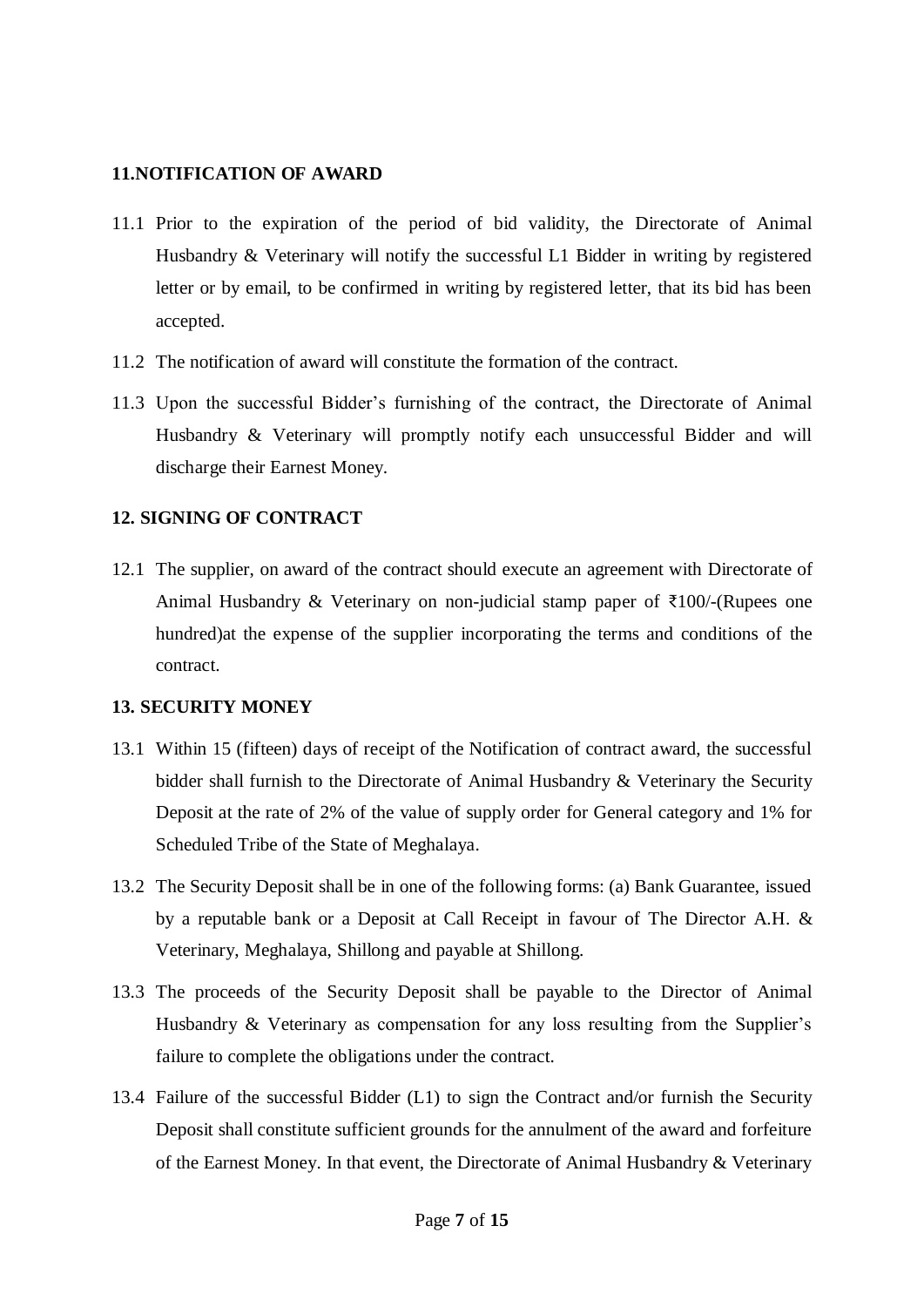## 11.NOTIFICATION OF AWARD

11.1 Prior to the expiration of the period of bid validity, the Directorate of Animal Husbandry & Veterinary will notify the successful L1 Bidder in writing by registered letter or by email, to be confirmed in writing by registered letter, that its bid has been accepted.

11.2 The notification of award will constitute the formation of the contract.

11.3 Upon the successful Bidder's furnishing of the contract, the Directorate of Animal Husbandry & Veterinary will promptly notify each unsuccessful Bidder and will discharge their Earnest Money.

## 12. SIGNING OF CONTRACT

12.1 The supplier, on award of the contract should execute an agreement with Directorate of Animal Husbandry & Veterinary on non-judicial stamp paper of ₹100/-(Rupees one hundred)at the expense of the supplier incorporating the terms and conditions of the contract.

## 13. SECURITY MONEY

13.1 Within 15 (fifteen) days of receipt of the Notification of contract award, the successful bidder shall furnish to the Directorate of Animal Husbandry & Veterinary the Security Deposit at the rate of 2% of the value of supply order for General category and 1% for Scheduled Tribe of the State of Meghalaya.

13.2 The Security Deposit shall be in one of the following forms: (a) Bank Guarantee, issued by a reputable bank or a Deposit at Call Receipt in favour of The Director A.H. & Veterinary, Meghalaya, Shillong and payable at Shillong.

13.3 The proceeds of the Security Deposit shall be payable to the Director of Animal Husbandry & Veterinary as compensation for any loss resulting from the Supplier's failure to complete the obligations under the contract.

13.4 Failure of the successful Bidder (L1) to sign the Contract and/or furnish the Security Deposit shall constitute sufficient grounds for the annulment of the award and forfeiture of the Earnest Money. In that event, the Directorate of Animal Husbandry & Veterinary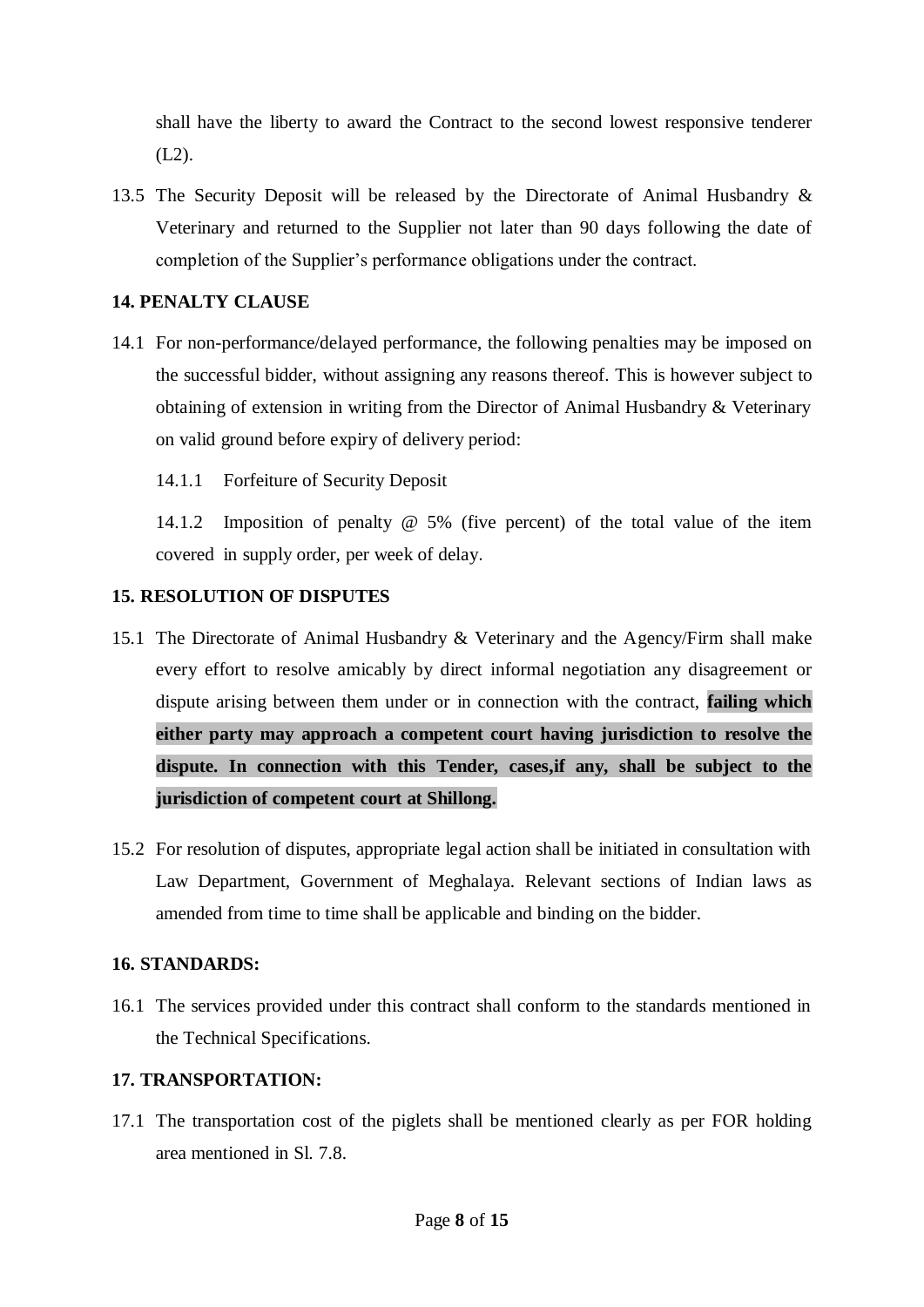shall have the liberty to award the Contract to the second lowest responsive tenderer (L2).

13.5 The Security Deposit will be released by the Directorate of Animal Husbandry & Veterinary and returned to the Supplier not later than 90 days following the date of completion of the Supplier's performance obligations under the contract.

**14. PENALTY CLAUSE**

14.1 For non-performance/delayed performance, the following penalties may be imposed on the successful bidder, without assigning any reasons thereof. This is however subject to obtaining of extension in writing from the Director of Animal Husbandry & Veterinary on valid ground before expiry of delivery period:

14.1.1 Forfeiture of Security Deposit

14.1.2 Imposition of penalty @ 5% (five percent) of the total value of the item covered in supply order, per week of delay.

**15. RESOLUTION OF DISPUTES**

15.1 The Directorate of Animal Husbandry & Veterinary and the Agency/Firm shall make every effort to resolve amicably by direct informal negotiation any disagreement or dispute arising between them under or in connection with the contract, **failing which either party may approach a competent court having jurisdiction to resolve the dispute. In connection with this Tender, cases,if any, shall be subject to the jurisdiction of competent court at Shillong.**

15.2 For resolution of disputes, appropriate legal action shall be initiated in consultation with Law Department, Government of Meghalaya. Relevant sections of Indian laws as amended from time to time shall be applicable and binding on the bidder.

**16. STANDARDS:**

16.1 The services provided under this contract shall conform to the standards mentioned in the Technical Specifications.

**17. TRANSPORTATION:**

17.1 The transportation cost of the piglets shall be mentioned clearly as per FOR holding area mentioned in Sl. 7.8.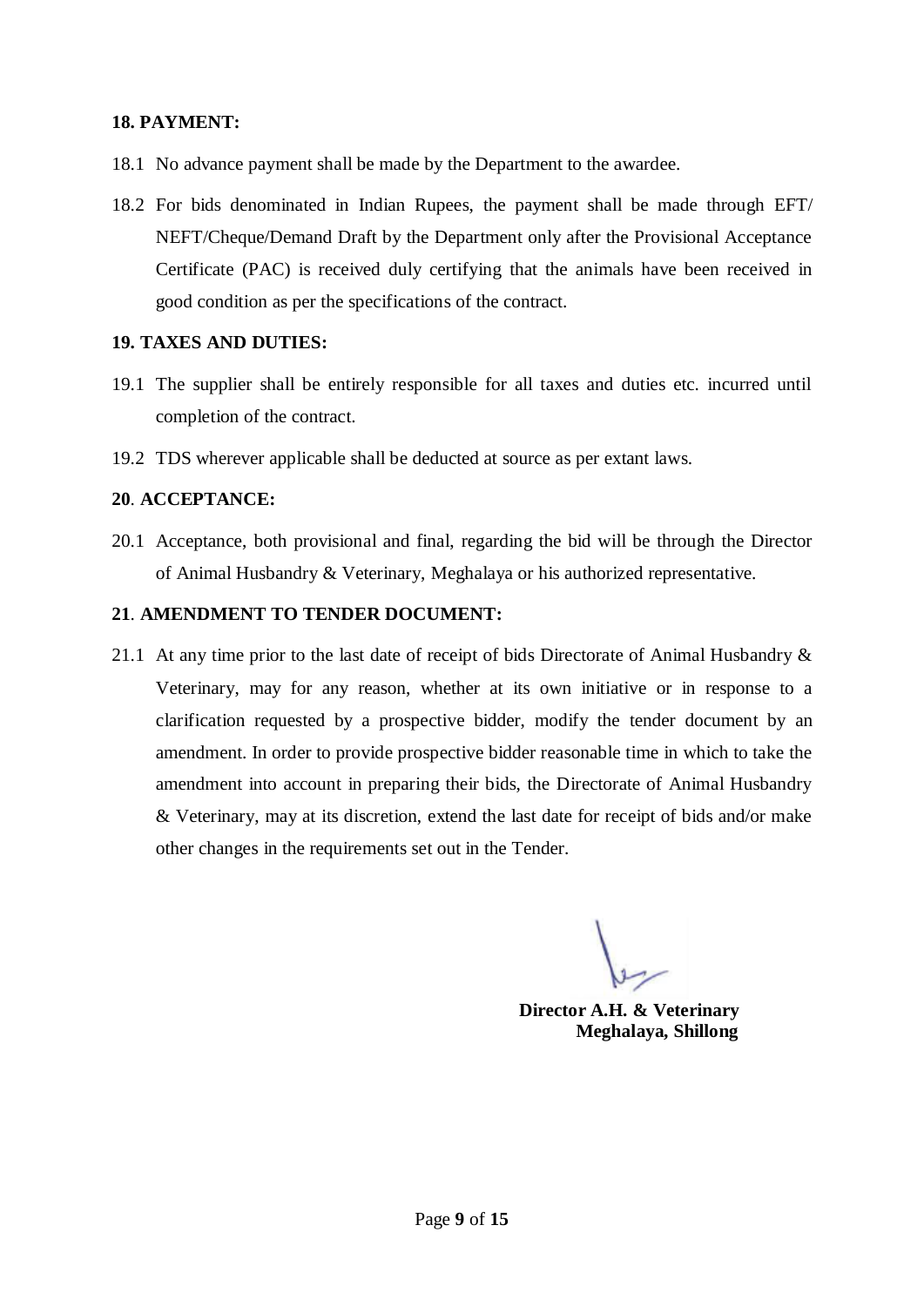**18. PAYMENT:**

18.1 No advance payment shall be made by the Department to the awardee.

18.2 For bids denominated in Indian Rupees, the payment shall be made through EFT/ NEFT/Cheque/Demand Draft by the Department only after the Provisional Acceptance Certificate (PAC) is received duly certifying that the animals have been received in good condition as per the specifications of the contract.

**19. TAXES AND DUTIES:**

19.1 The supplier shall be entirely responsible for all taxes and duties etc. incurred until completion of the contract.

19.2 TDS wherever applicable shall be deducted at source as per extant laws.

**20. ACCEPTANCE:**

20.1 Acceptance, both provisional and final, regarding the bid will be through the Director of Animal Husbandry & Veterinary, Meghalaya or his authorized representative.

**21. AMENDMENT TO TENDER DOCUMENT:**

21.1 At any time prior to the last date of receipt of bids Directorate of Animal Husbandry & Veterinary, may for any reason, whether at its own initiative or in response to a clarification requested by a prospective bidder, modify the tender document by an amendment. In order to provide prospective bidder reasonable time in which to take the amendment into account in preparing their bids, the Directorate of Animal Husbandry & Veterinary, may at its discretion, extend the last date for receipt of bids and/or make other changes in the requirements set out in the Tender.

**Director A.H. & Veterinary**
**Meghalaya, Shillong**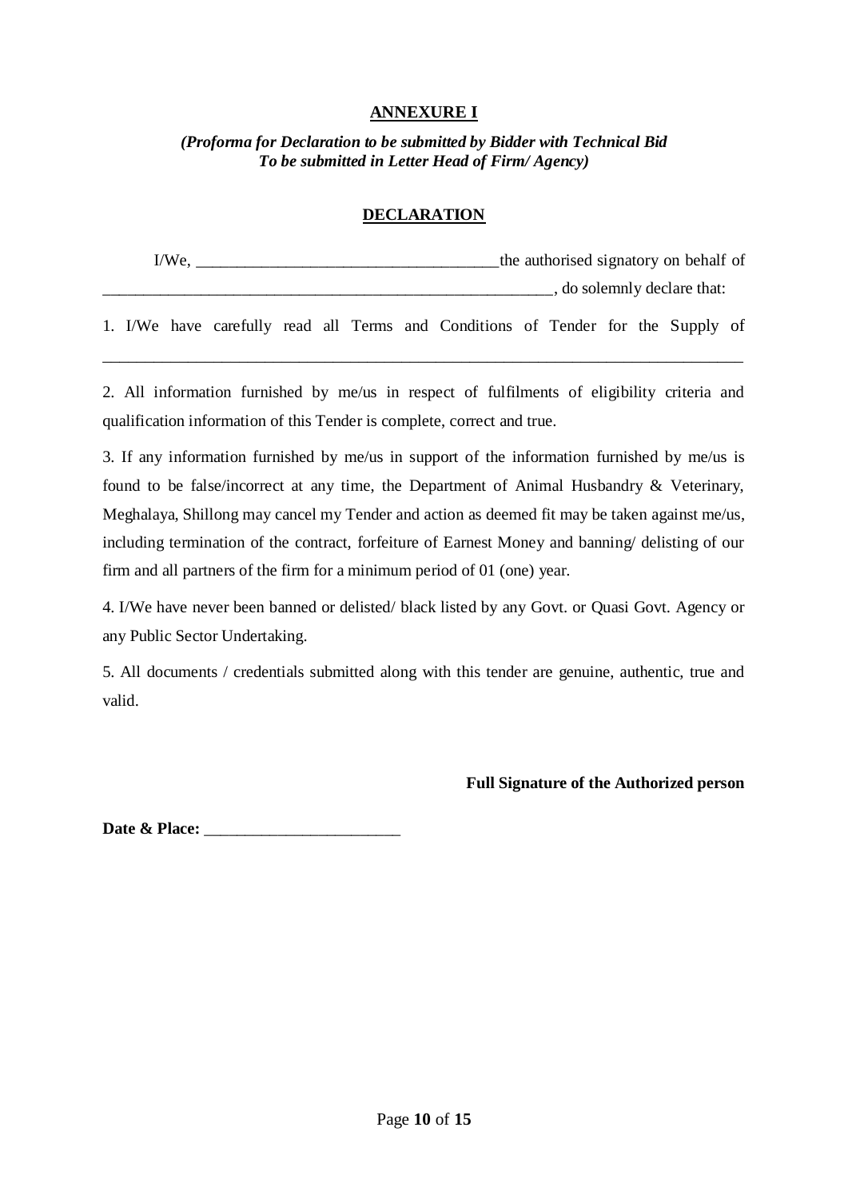## ANNEXURE I

***(Proforma for Declaration to be submitted by Bidder with Technical Bid***
***To be submitted in Letter Head of Firm/ Agency)***

## DECLARATION

I/We, ____________________________________the authorised signatory on behalf of _______________________________________________________, do solemnly declare that:

1. I/We have carefully read all Terms and Conditions of Tender for the Supply of ______________________________________________________________________________

2. All information furnished by me/us in respect of fulfilments of eligibility criteria and qualification information of this Tender is complete, correct and true.

3. If any information furnished by me/us in support of the information furnished by me/us is found to be false/incorrect at any time, the Department of Animal Husbandry & Veterinary, Meghalaya, Shillong may cancel my Tender and action as deemed fit may be taken against me/us, including termination of the contract, forfeiture of Earnest Money and banning/ delisting of our firm and all partners of the firm for a minimum period of 01 (one) year.

4. I/We have never been banned or delisted/ black listed by any Govt. or Quasi Govt. Agency or any Public Sector Undertaking.

5. All documents / credentials submitted along with this tender are genuine, authentic, true and valid.

**Full Signature of the Authorized person**

**Date & Place:** ________________________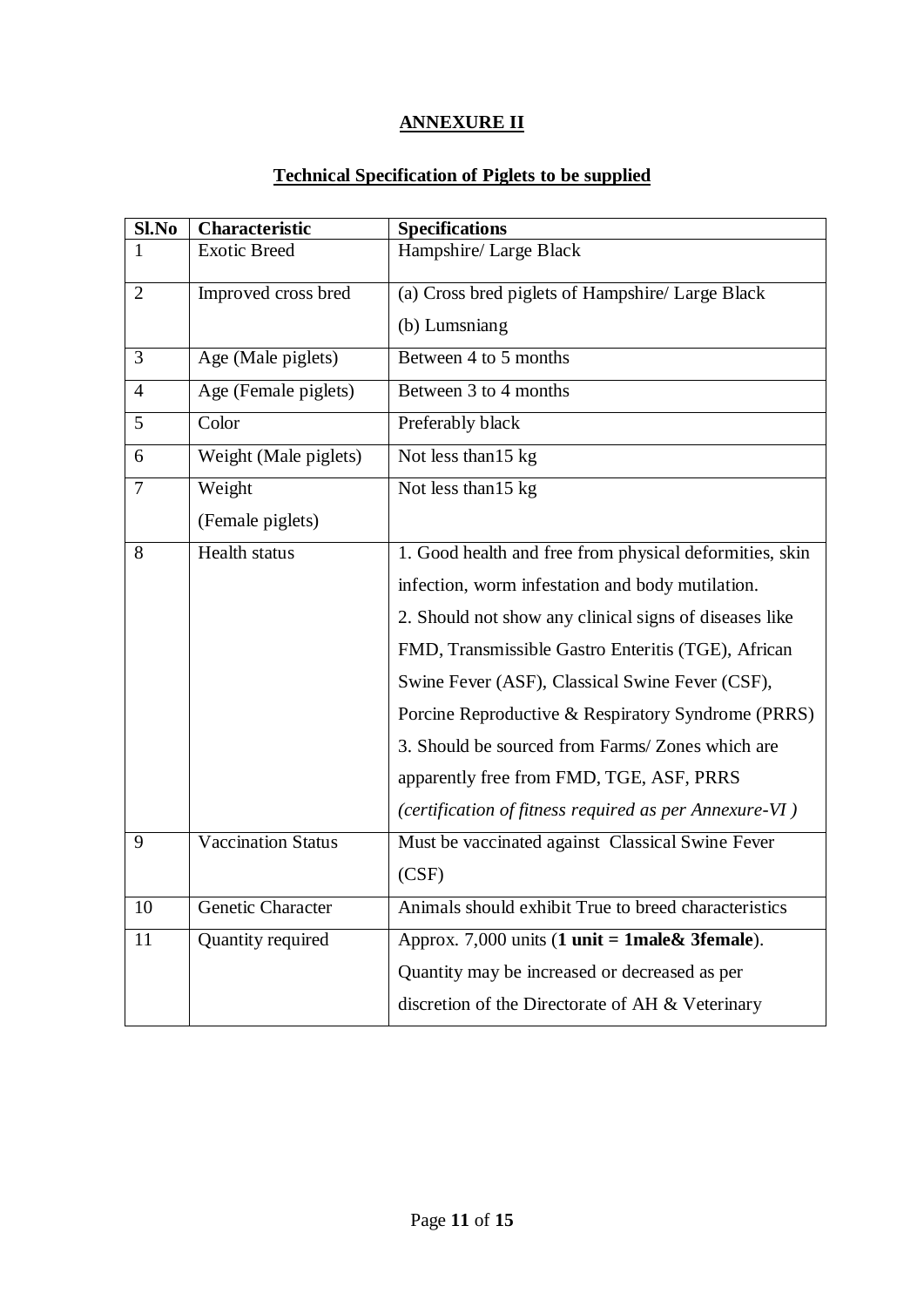## ANNEXURE II

### Technical Specification of Piglets to be supplied

| Sl.No | Characteristic | Specifications |
|---|---|---|
| 1 | Exotic Breed | Hampshire/ Large Black |
| 2 | Improved cross bred | (a) Cross bred piglets of Hampshire/ Large Black<br>(b) Lumsniang |
| 3 | Age (Male piglets) | Between 4 to 5 months |
| 4 | Age (Female piglets) | Between 3 to 4 months |
| 5 | Color | Preferably black |
| 6 | Weight (Male piglets) | Not less than15 kg |
| 7 | Weight<br>(Female piglets) | Not less than15 kg |
| 8 | Health status | 1. Good health and free from physical deformities, skin infection, worm infestation and body mutilation.<br>2. Should not show any clinical signs of diseases like FMD, Transmissible Gastro Enteritis (TGE), African Swine Fever (ASF), Classical Swine Fever (CSF), Porcine Reproductive & Respiratory Syndrome (PRRS)<br>3. Should be sourced from Farms/ Zones which are apparently free from FMD, TGE, ASF, PRRS<br>*(certification of fitness required as per Annexure-VI )* |
| 9 | Vaccination Status | Must be vaccinated against Classical Swine Fever (CSF) |
| 10 | Genetic Character | Animals should exhibit True to breed characteristics |
| 11 | Quantity required | Approx. 7,000 units (**1 unit = 1male& 3female**). Quantity may be increased or decreased as per discretion of the Directorate of AH & Veterinary |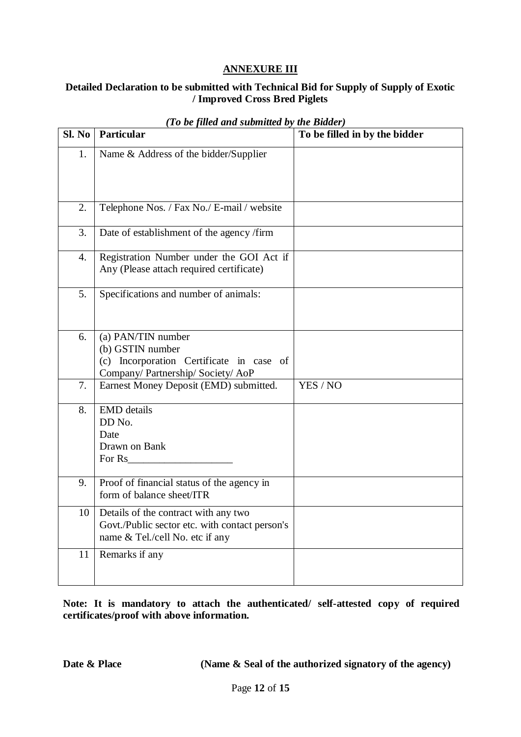## ANNEXURE III

### Detailed Declaration to be submitted with Technical Bid for Supply of Supply of Exotic / Improved Cross Bred Piglets

*(To be filled and submitted by the Bidder)*

| Sl. No | Particular | To be filled in by the bidder |
|---|---|---|
| 1. | Name & Address of the bidder/Supplier | |
| 2. | Telephone Nos. / Fax No./ E-mail / website | |
| 3. | Date of establishment of the agency /firm | |
| 4. | Registration Number under the GOI Act if Any (Please attach required certificate) | |
| 5. | Specifications and number of animals: | |
| 6. | (a) PAN/TIN number<br>(b) GSTIN number<br>(c) Incorporation Certificate in case of Company/ Partnership/ Society/ AoP | |
| 7. | Earnest Money Deposit (EMD) submitted. | YES / NO |
| 8. | EMD details<br>DD No.<br>Date<br>Drawn on Bank<br>For Rs____________________ | |
| 9. | Proof of financial status of the agency in form of balance sheet/ITR | |
| 10 | Details of the contract with any two Govt./Public sector etc. with contact person's name & Tel./cell No. etc if any | |
| 11 | Remarks if any | |

**Note: It is mandatory to attach the authenticated/ self-attested copy of required certificates/proof with above information.**

**Date & Place** **(Name & Seal of the authorized signatory of the agency)**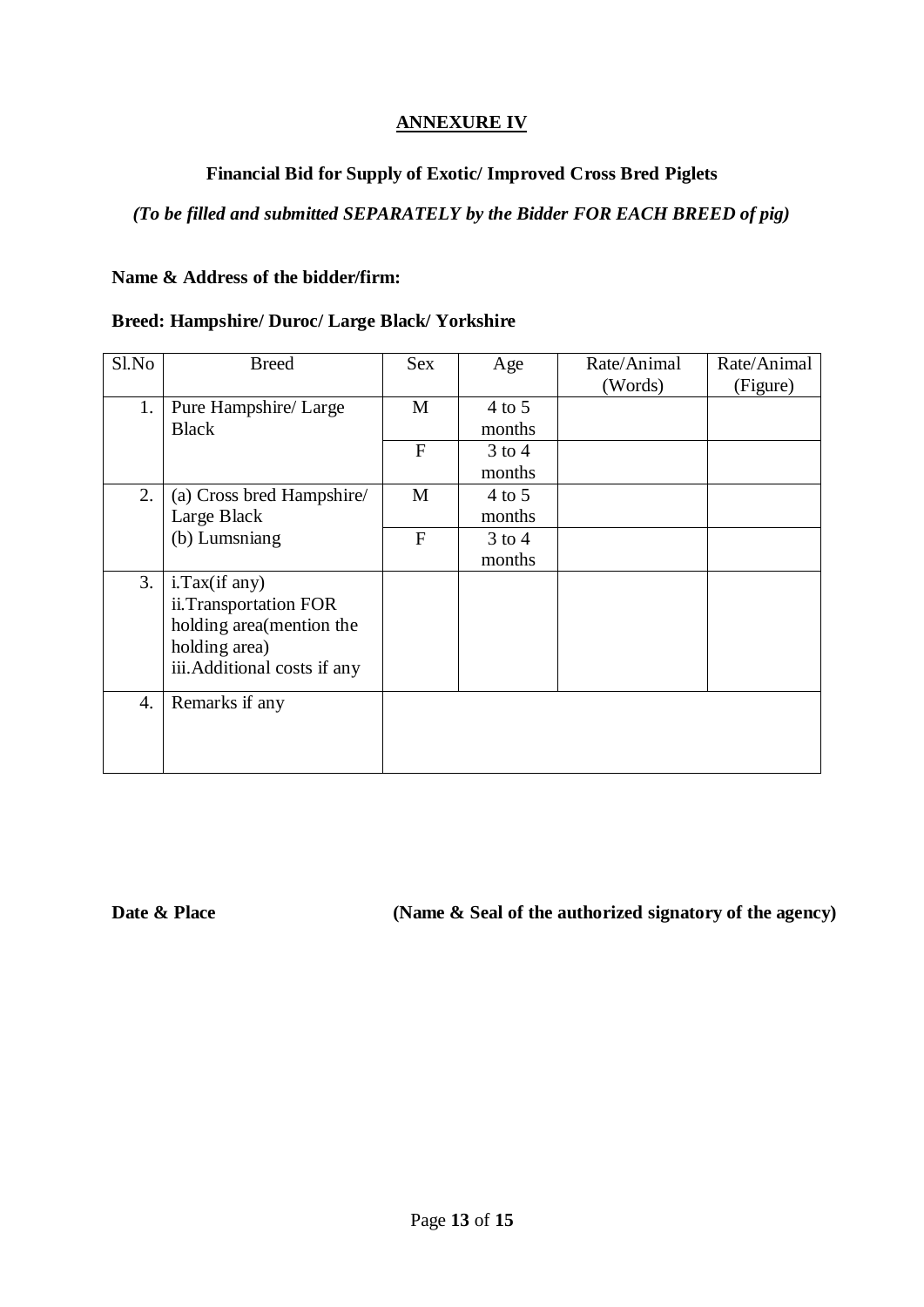## ANNEXURE IV

### Financial Bid for Supply of Exotic/ Improved Cross Bred Piglets

*(To be filled and submitted SEPARATELY by the Bidder FOR EACH BREED of pig)*

**Name & Address of the bidder/firm:**

**Breed: Hampshire/ Duroc/ Large Black/ Yorkshire**

| Sl.No | Breed | Sex | Age | Rate/Animal (Words) | Rate/Animal (Figure) |
|---|---|---|---|---|---|
| 1. | Pure Hampshire/ Large Black | M | 4 to 5 months | | |
| | | F | 3 to 4 months | | |
| 2. | (a) Cross bred Hampshire/ Large Black<br>(b) Lumsniang | M | 4 to 5 months | | |
| | | F | 3 to 4 months | | |
| 3. | i.Tax(if any)<br>ii.Transportation FOR holding area(mention the holding area)<br>iii.Additional costs if any | | | | |
| 4. | Remarks if any | | | | |

**Date & Place** **(Name & Seal of the authorized signatory of the agency)**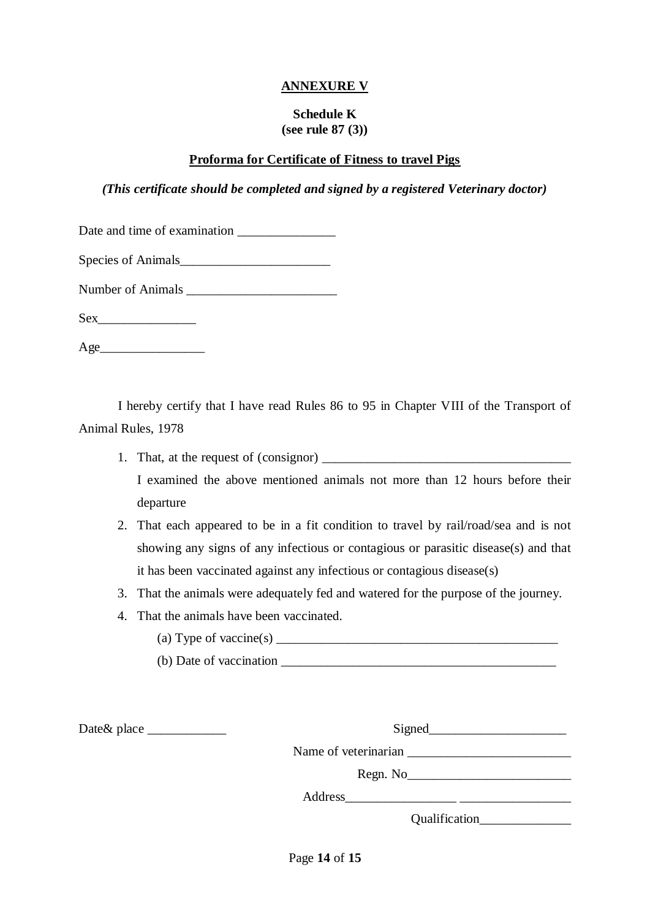**ANNEXURE V**

**Schedule K**
**(see rule 87 (3))**

**Proforma for Certificate of Fitness to travel Pigs**

***(This certificate should be completed and signed by a registered Veterinary doctor)***

Date and time of examination _______________

Species of Animals_______________________

Number of Animals _______________________

Sex_______________

Age________________

I hereby certify that I have read Rules 86 to 95 in Chapter VIII of the Transport of Animal Rules, 1978

1. That, at the request of (consignor) ______________________________________
   I examined the above mentioned animals not more than 12 hours before their departure
2. That each appeared to be in a fit condition to travel by rail/road/sea and is not showing any signs of any infectious or contagious or parasitic disease(s) and that it has been vaccinated against any infectious or contagious disease(s)
3. That the animals were adequately fed and watered for the purpose of the journey.
4. That the animals have been vaccinated.
   (a) Type of vaccine(s) ____________________________________________
   (b) Date of vaccination ___________________________________________

Date& place ____________

Signed_____________________

Name of veterinarian _________________________

Regn. No_________________________

Address_________________ _________________

Qualification______________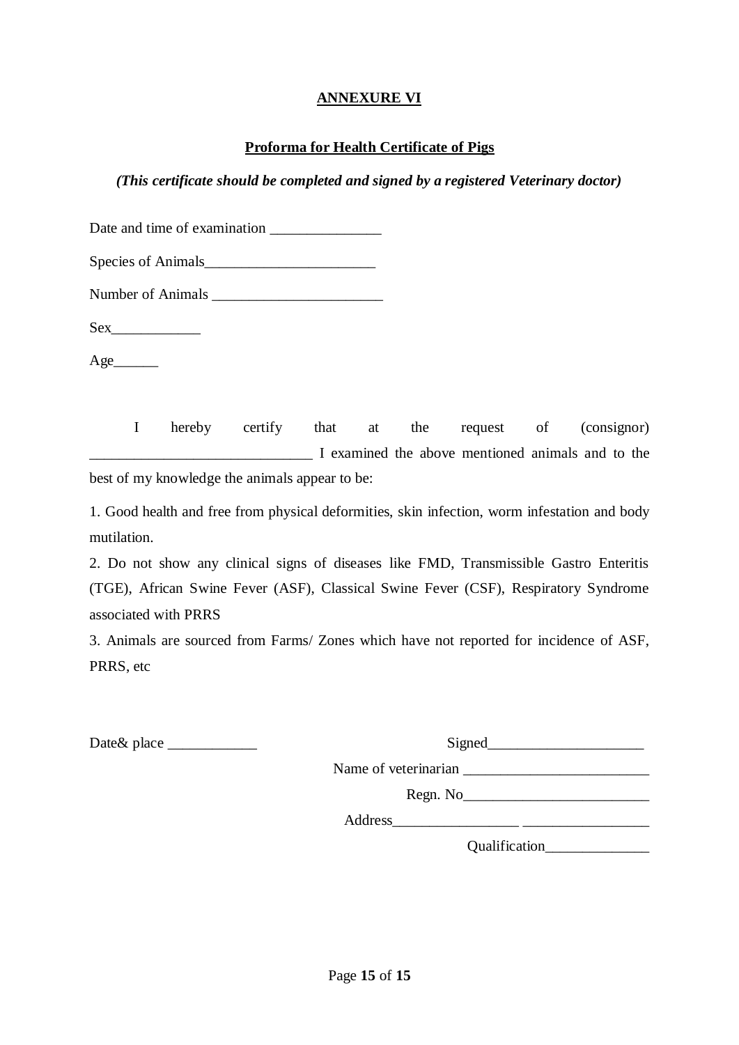## ANNEXURE VI

### Proforma for Health Certificate of Pigs

***(This certificate should be completed and signed by a registered Veterinary doctor)***

Date and time of examination _______________

Species of Animals______________________

Number of Animals ______________________

Sex____________

Age______

I hereby certify that at the request of (consignor) ______________________________ I examined the above mentioned animals and to the best of my knowledge the animals appear to be:

1. Good health and free from physical deformities, skin infection, worm infestation and body mutilation.
2. Do not show any clinical signs of diseases like FMD, Transmissible Gastro Enteritis (TGE), African Swine Fever (ASF), Classical Swine Fever (CSF), Respiratory Syndrome associated with PRRS
3. Animals are sourced from Farms/ Zones which have not reported for incidence of ASF, PRRS, etc

Date& place ____________

Signed_____________________

Name of veterinarian _________________________

Regn. No_________________________

Address_________________ _________________

Qualification______________